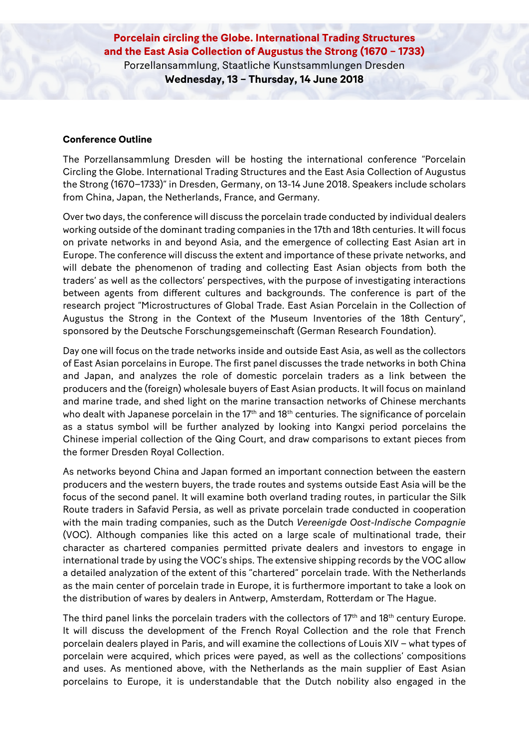**Porcelain circling the Globe. International Trading Structures and the East Asia Collection of Augustus the Strong (1670 – 1733)**

Porzellansammlung, Staatliche Kunstsammlungen Dresden

**Wednesday, 13 – Thursday, 14 June 2018**

**Conference Outline**

The Porzellansammlung Dresden will be hosting the international conference "Porcelain Circling the Globe. International Trading Structures and the East Asia Collection of Augustus the Strong (1670–1733)" in Dresden, Germany, on 13-14 June 2018. Speakers include scholars from China, Japan, the Netherlands, France, and Germany.

Over two days, the conference will discuss the porcelain trade conducted by individual dealers working outside of the dominant trading companies in the 17th and 18th centuries. It will focus on private networks in and beyond Asia, and the emergence of collecting East Asian art in Europe. The conference will discuss the extent and importance of these private networks, and will debate the phenomenon of trading and collecting East Asian objects from both the traders' as well as the collectors' perspectives, with the purpose of investigating interactions between agents from different cultures and backgrounds. The conference is part of the research project "Microstructures of Global Trade. East Asian Porcelain in the Collection of Augustus the Strong in the Context of the Museum Inventories of the 18th Century", sponsored by the Deutsche Forschungsgemeinschaft (German Research Foundation).

Day one will focus on the trade networks inside and outside East Asia, as well as the collectors of East Asian porcelains in Europe. The first panel discusses the trade networks in both China and Japan, and analyzes the role of domestic porcelain traders as a link between the producers and the (foreign) wholesale buyers of East Asian products. It will focus on mainland and marine trade, and shed light on the marine transaction networks of Chinese merchants who dealt with Japanese porcelain in the 17th and 18th centuries. The significance of porcelain as a status symbol will be further analyzed by looking into Kangxi period porcelains the Chinese imperial collection of the Qing Court, and draw comparisons to extant pieces from the former Dresden Royal Collection.

As networks beyond China and Japan formed an important connection between the eastern producers and the western buyers, the trade routes and systems outside East Asia will be the focus of the second panel. It will examine both overland trading routes, in particular the Silk Route traders in Safavid Persia, as well as private porcelain trade conducted in cooperation with the main trading companies, such as the Dutch *Vereenigde Oost-Indische Compagnie* (VOC). Although companies like this acted on a large scale of multinational trade, their character as chartered companies permitted private dealers and investors to engage in international trade by using the VOC's ships. The extensive shipping records by the VOC allow a detailed analyzation of the extent of this "chartered" porcelain trade. With the Netherlands as the main center of porcelain trade in Europe, it is furthermore important to take a look on the distribution of wares by dealers in Antwerp, Amsterdam, Rotterdam or The Hague.

The third panel links the porcelain traders with the collectors of 17th and 18th century Europe. It will discuss the development of the French Royal Collection and the role that French porcelain dealers played in Paris, and will examine the collections of Louis XIV – what types of porcelain were acquired, which prices were payed, as well as the collections' compositions and uses. As mentioned above, with the Netherlands as the main supplier of East Asian porcelains to Europe, it is understandable that the Dutch nobility also engaged in the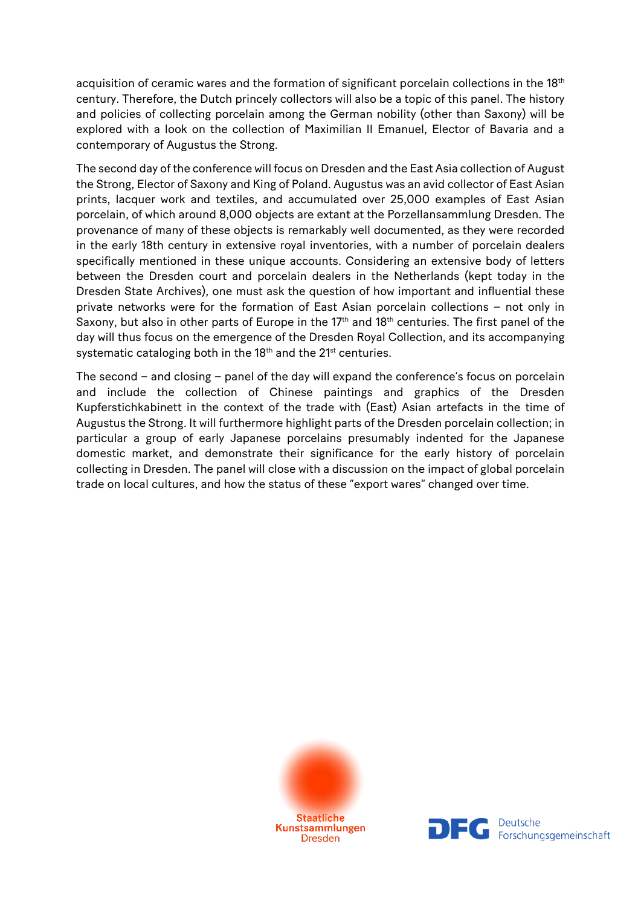acquisition of ceramic wares and the formation of significant porcelain collections in the 18th century. Therefore, the Dutch princely collectors will also be a topic of this panel. The history and policies of collecting porcelain among the German nobility (other than Saxony) will be explored with a look on the collection of Maximilian II Emanuel, Elector of Bavaria and a contemporary of Augustus the Strong.

The second day of the conference will focus on Dresden and the East Asia collection of August the Strong, Elector of Saxony and King of Poland. Augustus was an avid collector of East Asian prints, lacquer work and textiles, and accumulated over 25,000 examples of East Asian porcelain, of which around 8,000 objects are extant at the Porzellansammlung Dresden. The provenance of many of these objects is remarkably well documented, as they were recorded in the early 18th century in extensive royal inventories, with a number of porcelain dealers specifically mentioned in these unique accounts. Considering an extensive body of letters between the Dresden court and porcelain dealers in the Netherlands (kept today in the Dresden State Archives), one must ask the question of how important and influential these private networks were for the formation of East Asian porcelain collections – not only in Saxony, but also in other parts of Europe in the 17th and 18th centuries. The first panel of the day will thus focus on the emergence of the Dresden Royal Collection, and its accompanying systematic cataloging both in the 18th and the 21st centuries.

The second – and closing – panel of the day will expand the conference's focus on porcelain and include the collection of Chinese paintings and graphics of the Dresden Kupferstichkabinett in the context of the trade with (East) Asian artefacts in the time of Augustus the Strong. It will furthermore highlight parts of the Dresden porcelain collection; in particular a group of early Japanese porcelains presumably indented for the Japanese domestic market, and demonstrate their significance for the early history of porcelain collecting in Dresden. The panel will close with a discussion on the impact of global porcelain trade on local cultures, and how the status of these "export wares" changed over time.

Staatliche Kunstsammlungen Dresden

DFG Deutsche Forschungsgemeinschaft